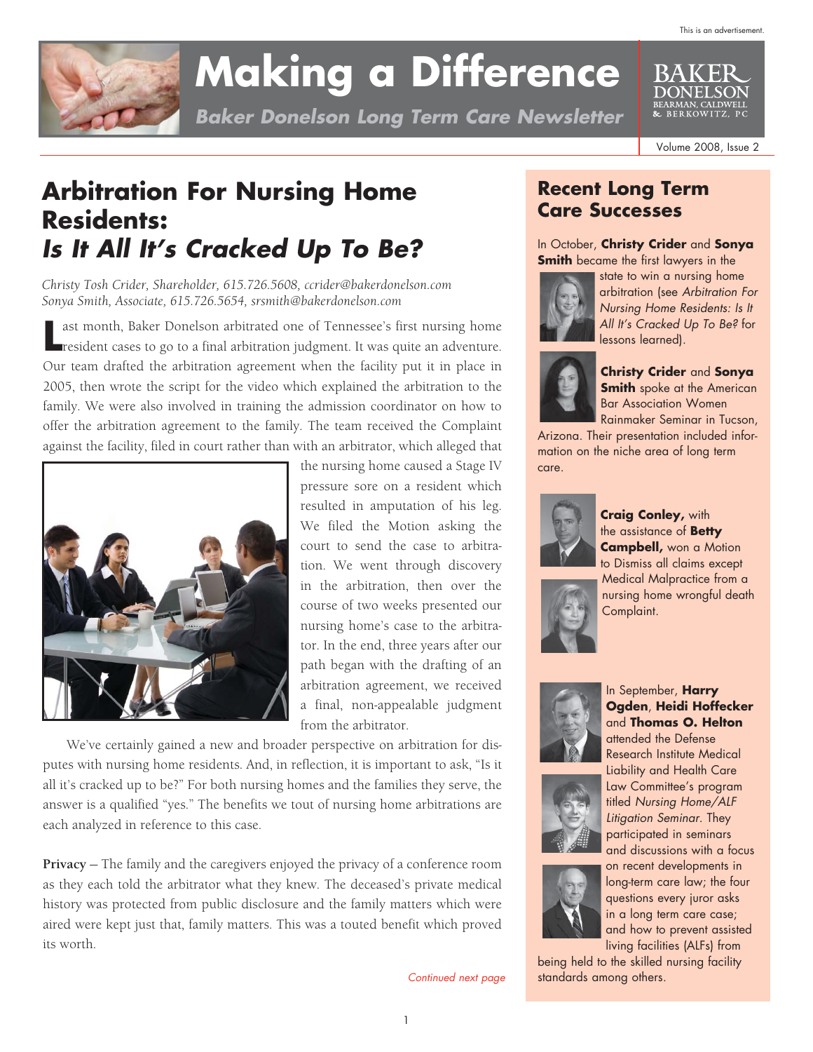This is an advertisement.

# Making a Difference

***Baker Donelson Long Term Care Newsletter***

BAKER DONELSON BEARMAN, CALDWELL & BERKOWITZ, PC

## Arbitration For Nursing Home Residents: *Is It All It's Cracked Up To Be?*

*Christy Tosh Crider, Shareholder, 615.726.5608, ccrider@bakerdonelson.com*
*Sonya Smith, Associate, 615.726.5654, srsmith@bakerdonelson.com*

Last month, Baker Donelson arbitrated one of Tennessee's first nursing home resident cases to go to a final arbitration judgment. It was quite an adventure. Our team drafted the arbitration agreement when the facility put it in place in 2005, then wrote the script for the video which explained the arbitration to the family. We were also involved in training the admission coordinator on how to offer the arbitration agreement to the family. The team received the Complaint against the facility, filed in court rather than with an arbitrator, which alleged that the nursing home caused a Stage IV pressure sore on a resident which resulted in amputation of his leg. We filed the Motion asking the court to send the case to arbitration. We went through discovery in the arbitration, then over the course of two weeks presented our nursing home's case to the arbitrator. In the end, three years after our path began with the drafting of an arbitration agreement, we received a final, non-appealable judgment from the arbitrator.

We've certainly gained a new and broader perspective on arbitration for disputes with nursing home residents. And, in reflection, it is important to ask, "Is it all it's cracked up to be?" For both nursing homes and the families they serve, the answer is a qualified "yes." The benefits we tout of nursing home arbitrations are each analyzed in reference to this case.

**Privacy** – The family and the caregivers enjoyed the privacy of a conference room as they each told the arbitrator what they knew. The deceased's private medical history was protected from public disclosure and the family matters which were aired were kept just that, family matters. This was a touted benefit which proved its worth.

*Continued next page*

## Recent Long Term Care Successes

In October, **Christy Crider** and **Sonya Smith** became the first lawyers in the state to win a nursing home arbitration (see *Arbitration For Nursing Home Residents: Is It All It's Cracked Up To Be?* for lessons learned).

**Christy Crider** and **Sonya Smith** spoke at the American Bar Association Women Rainmaker Seminar in Tucson, Arizona. Their presentation included information on the niche area of long term care.

**Craig Conley,** with the assistance of **Betty Campbell,** won a Motion to Dismiss all claims except Medical Malpractice from a nursing home wrongful death Complaint.

In September, **Harry Ogden**, **Heidi Hoffecker** and **Thomas O. Helton** attended the Defense Research Institute Medical Liability and Health Care Law Committee's program titled *Nursing Home/ALF Litigation Seminar*. They participated in seminars and discussions with a focus on recent developments in long-term care law; the four questions every juror asks in a long term care case; and how to prevent assisted living facilities (ALFs) from being held to the skilled nursing facility standards among others.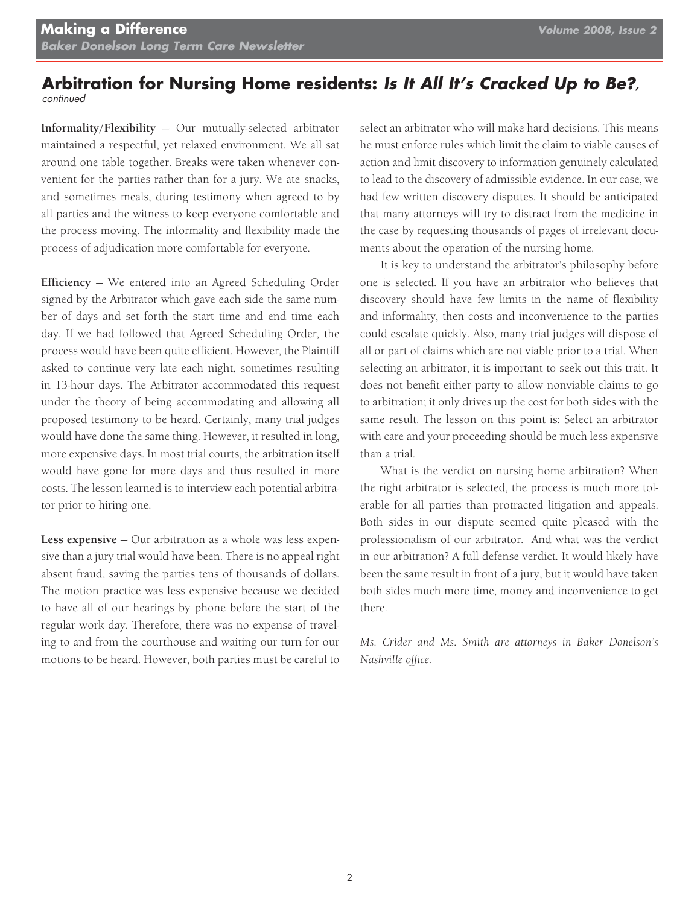## Arbitration for Nursing Home residents: *Is It All It's Cracked Up to Be?*, *continued*

**Informality/Flexibility** – Our mutually-selected arbitrator maintained a respectful, yet relaxed environment. We all sat around one table together. Breaks were taken whenever convenient for the parties rather than for a jury. We ate snacks, and sometimes meals, during testimony when agreed to by all parties and the witness to keep everyone comfortable and the process moving. The informality and flexibility made the process of adjudication more comfortable for everyone.

**Efficiency** – We entered into an Agreed Scheduling Order signed by the Arbitrator which gave each side the same number of days and set forth the start time and end time each day. If we had followed that Agreed Scheduling Order, the process would have been quite efficient. However, the Plaintiff asked to continue very late each night, sometimes resulting in 13-hour days. The Arbitrator accommodated this request under the theory of being accommodating and allowing all proposed testimony to be heard. Certainly, many trial judges would have done the same thing. However, it resulted in long, more expensive days. In most trial courts, the arbitration itself would have gone for more days and thus resulted in more costs. The lesson learned is to interview each potential arbitrator prior to hiring one.

**Less expensive** – Our arbitration as a whole was less expensive than a jury trial would have been. There is no appeal right absent fraud, saving the parties tens of thousands of dollars. The motion practice was less expensive because we decided to have all of our hearings by phone before the start of the regular work day. Therefore, there was no expense of traveling to and from the courthouse and waiting our turn for our motions to be heard. However, both parties must be careful to select an arbitrator who will make hard decisions. This means he must enforce rules which limit the claim to viable causes of action and limit discovery to information genuinely calculated to lead to the discovery of admissible evidence. In our case, we had few written discovery disputes. It should be anticipated that many attorneys will try to distract from the medicine in the case by requesting thousands of pages of irrelevant documents about the operation of the nursing home.

It is key to understand the arbitrator's philosophy before one is selected. If you have an arbitrator who believes that discovery should have few limits in the name of flexibility and informality, then costs and inconvenience to the parties could escalate quickly. Also, many trial judges will dispose of all or part of claims which are not viable prior to a trial. When selecting an arbitrator, it is important to seek out this trait. It does not benefit either party to allow nonviable claims to go to arbitration; it only drives up the cost for both sides with the same result. The lesson on this point is: Select an arbitrator with care and your proceeding should be much less expensive than a trial.

What is the verdict on nursing home arbitration? When the right arbitrator is selected, the process is much more tolerable for all parties than protracted litigation and appeals. Both sides in our dispute seemed quite pleased with the professionalism of our arbitrator. And what was the verdict in our arbitration? A full defense verdict. It would likely have been the same result in front of a jury, but it would have taken both sides much more time, money and inconvenience to get there.

*Ms. Crider and Ms. Smith are attorneys in Baker Donelson's Nashville office.*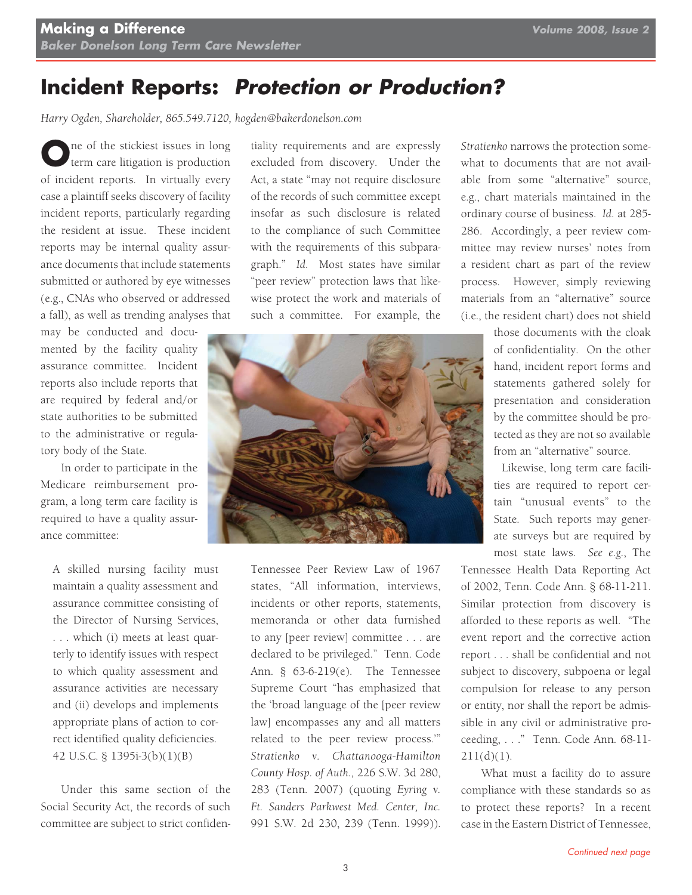# Incident Reports: *Protection or Production?*

*Harry Ogden, Shareholder, 865.549.7120, hogden@bakerdonelson.com*

One of the stickiest issues in long term care litigation is production of incident reports. In virtually every case a plaintiff seeks discovery of facility incident reports, particularly regarding the resident at issue. These incident reports may be internal quality assurance documents that include statements submitted or authored by eye witnesses (e.g., CNAs who observed or addressed a fall), as well as trending analyses that may be conducted and documented by the facility quality assurance committee. Incident reports also include reports that are required by federal and/or state authorities to be submitted to the administrative or regulatory body of the State.

In order to participate in the Medicare reimbursement program, a long term care facility is required to have a quality assurance committee:

> A skilled nursing facility must maintain a quality assessment and assurance committee consisting of the Director of Nursing Services, . . . which (i) meets at least quarterly to identify issues with respect to which quality assessment and assurance activities are necessary and (ii) develops and implements appropriate plans of action to correct identified quality deficiencies. 42 U.S.C. § 1395i-3(b)(1)(B)

Under this same section of the Social Security Act, the records of such committee are subject to strict confidentiality requirements and are expressly excluded from discovery. Under the Act, a state "may not require disclosure of the records of such committee except insofar as such disclosure is related to the compliance of such Committee with the requirements of this subparagraph." *Id.* Most states have similar "peer review" protection laws that likewise protect the work and materials of such a committee. For example, the Tennessee Peer Review Law of 1967 states, "All information, interviews, incidents or other reports, statements, memoranda or other data furnished to any [peer review] committee . . . are declared to be privileged." Tenn. Code Ann. § 63-6-219(e). The Tennessee Supreme Court "has emphasized that the 'broad language of the [peer review law] encompasses any and all matters related to the peer review process.'" *Stratienko v. Chattanooga-Hamilton County Hosp. of Auth.*, 226 S.W. 3d 280, 283 (Tenn. 2007) (quoting *Eyring v. Ft. Sanders Parkwest Med. Center, Inc.* 991 S.W. 2d 230, 239 (Tenn. 1999)). *Stratienko* narrows the protection somewhat to documents that are not available from some "alternative" source, e.g., chart materials maintained in the ordinary course of business. *Id.* at 285-286. Accordingly, a peer review committee may review nurses' notes from a resident chart as part of the review process. However, simply reviewing materials from an "alternative" source (i.e., the resident chart) does not shield those documents with the cloak of confidentiality. On the other hand, incident report forms and statements gathered solely for presentation and consideration by the committee should be protected as they are not so available from an "alternative" source.

Likewise, long term care facilities are required to report certain "unusual events" to the State. Such reports may generate surveys but are required by most state laws. *See e.g.*, The Tennessee Health Data Reporting Act of 2002, Tenn. Code Ann. § 68-11-211. Similar protection from discovery is afforded to these reports as well. "The event report and the corrective action report . . . shall be confidential and not subject to discovery, subpoena or legal compulsion for release to any person or entity, nor shall the report be admissible in any civil or administrative proceeding, . . ." Tenn. Code Ann. 68-11-211(d)(1).

What must a facility do to assure compliance with these standards so as to protect these reports? In a recent case in the Eastern District of Tennessee,

*Continued next page*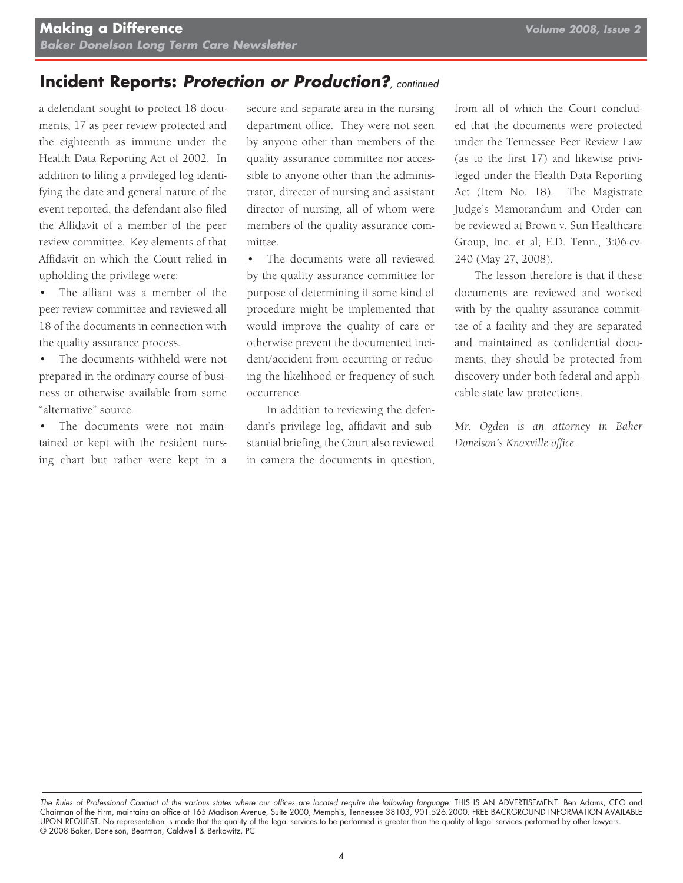## Incident Reports: ***Protection or Production?***, *continued*

a defendant sought to protect 18 documents, 17 as peer review protected and the eighteenth as immune under the Health Data Reporting Act of 2002. In addition to filing a privileged log identifying the date and general nature of the event reported, the defendant also filed the Affidavit of a member of the peer review committee. Key elements of that Affidavit on which the Court relied in upholding the privilege were:

- The affiant was a member of the peer review committee and reviewed all 18 of the documents in connection with the quality assurance process.
- The documents withheld were not prepared in the ordinary course of business or otherwise available from some "alternative" source.
- The documents were not maintained or kept with the resident nursing chart but rather were kept in a secure and separate area in the nursing department office. They were not seen by anyone other than members of the quality assurance committee nor accessible to anyone other than the administrator, director of nursing and assistant director of nursing, all of whom were members of the quality assurance committee.
- The documents were all reviewed by the quality assurance committee for purpose of determining if some kind of procedure might be implemented that would improve the quality of care or otherwise prevent the documented incident/accident from occurring or reducing the likelihood or frequency of such occurrence.

In addition to reviewing the defendant's privilege log, affidavit and substantial briefing, the Court also reviewed in camera the documents in question, from all of which the Court concluded that the documents were protected under the Tennessee Peer Review Law (as to the first 17) and likewise privileged under the Health Data Reporting Act (Item No. 18). The Magistrate Judge's Memorandum and Order can be reviewed at Brown v. Sun Healthcare Group, Inc. et al; E.D. Tenn., 3:06-cv-240 (May 27, 2008).

The lesson therefore is that if these documents are reviewed and worked with by the quality assurance committee of a facility and they are separated and maintained as confidential documents, they should be protected from discovery under both federal and applicable state law protections.

*Mr. Ogden is an attorney in Baker Donelson's Knoxville office.*

*The Rules of Professional Conduct of the various states where our offices are located require the following language:* THIS IS AN ADVERTISEMENT. Ben Adams, CEO and Chairman of the Firm, maintains an office at 165 Madison Avenue, Suite 2000, Memphis, Tennessee 38103, 901.526.2000. FREE BACKGROUND INFORMATION AVAILABLE UPON REQUEST. No representation is made that the quality of the legal services to be performed is greater than the quality of legal services performed by other lawyers. © 2008 Baker, Donelson, Bearman, Caldwell & Berkowitz, PC